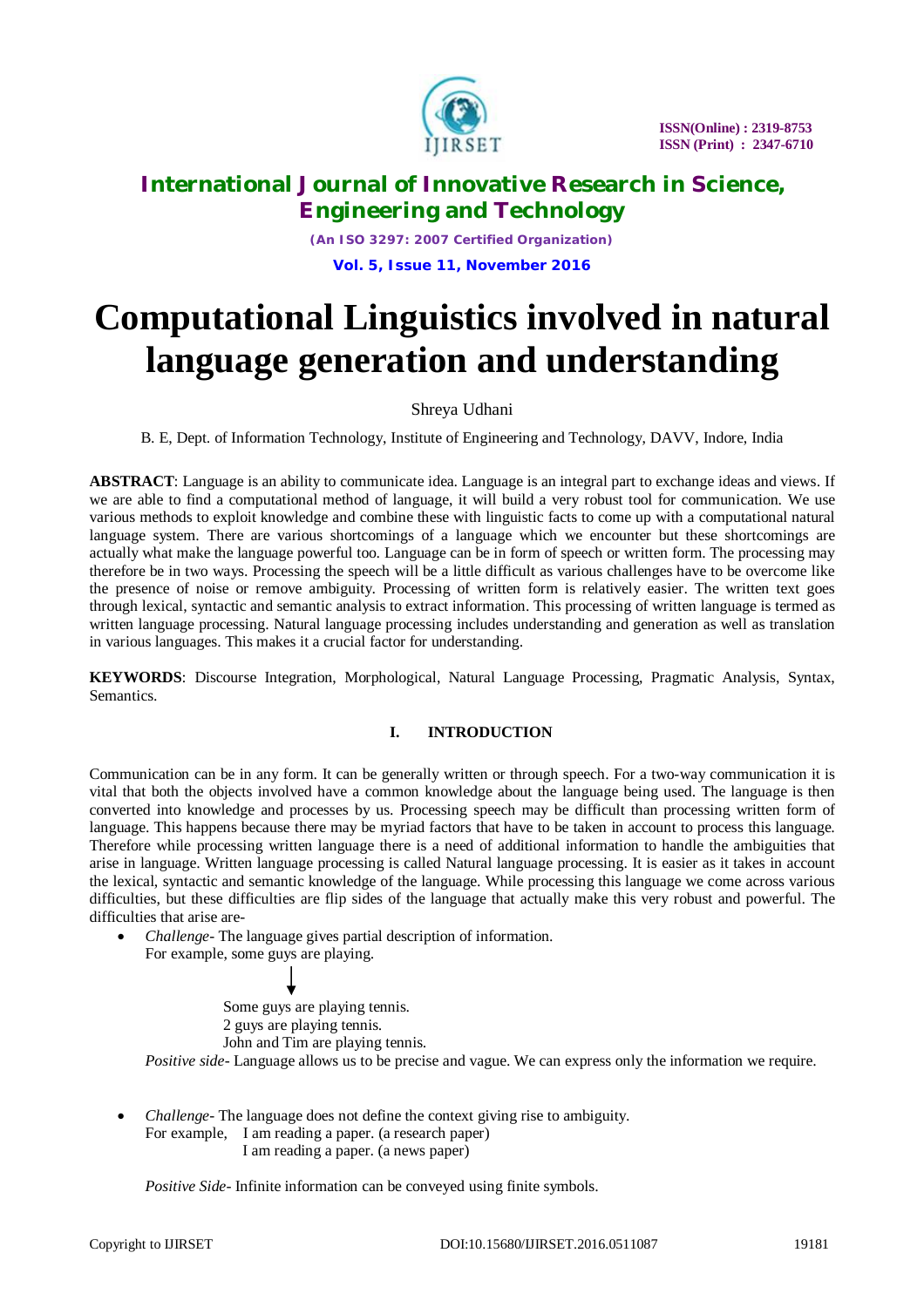# Computational Linguistics involved in natural language generation and understanding

Shreya Udhani

B. E, Dept. of Information Technology, Institute of Engineering and Technology, DAVV, Indore, India

**ABSTRACT**: Language is an ability to communicate idea. Language is an integral part to exchange ideas and views. If we are able to find a computational method of language, it will build a very robust tool for communication. We use various methods to exploit knowledge and combine these with linguistic facts to come up with a computational natural language system. There are various shortcomings of a language which we encounter but these shortcomings are actually what make the language powerful too. Language can be in form of speech or written form. The processing may therefore be in two ways. Processing the speech will be a little difficult as various challenges have to be overcome like the presence of noise or remove ambiguity. Processing of written form is relatively easier. The written text goes through lexical, syntactic and semantic analysis to extract information. This processing of written language is termed as written language processing. Natural language processing includes understanding and generation as well as translation in various languages. This makes it a crucial factor for understanding.

**KEYWORDS**: Discourse Integration, Morphological, Natural Language Processing, Pragmatic Analysis, Syntax, Semantics.

## I. INTRODUCTION

Communication can be in any form. It can be generally written or through speech. For a two-way communication it is vital that both the objects involved have a common knowledge about the language being used. The language is then converted into knowledge and processes by us. Processing speech may be difficult than processing written form of language. This happens because there may be myriad factors that have to be taken in account to process this language. Therefore while processing written language there is a need of additional information to handle the ambiguities that arise in language. Written language processing is called Natural language processing. It is easier as it takes in account the lexical, syntactic and semantic knowledge of the language. While processing this language we come across various difficulties, but these difficulties are flip sides of the language that actually make this very robust and powerful. The difficulties that arise are-

- *Challenge*- The language gives partial description of information.
  For example, some guys are playing.

  ↓

  Some guys are playing tennis.
  2 guys are playing tennis.
  John and Tim are playing tennis.

  *Positive side*- Language allows us to be precise and vague. We can express only the information we require.

- *Challenge*- The language does not define the context giving rise to ambiguity.
  For example, I am reading a paper. (a research paper)
  I am reading a paper. (a news paper)

  *Positive Side*- Infinite information can be conveyed using finite symbols.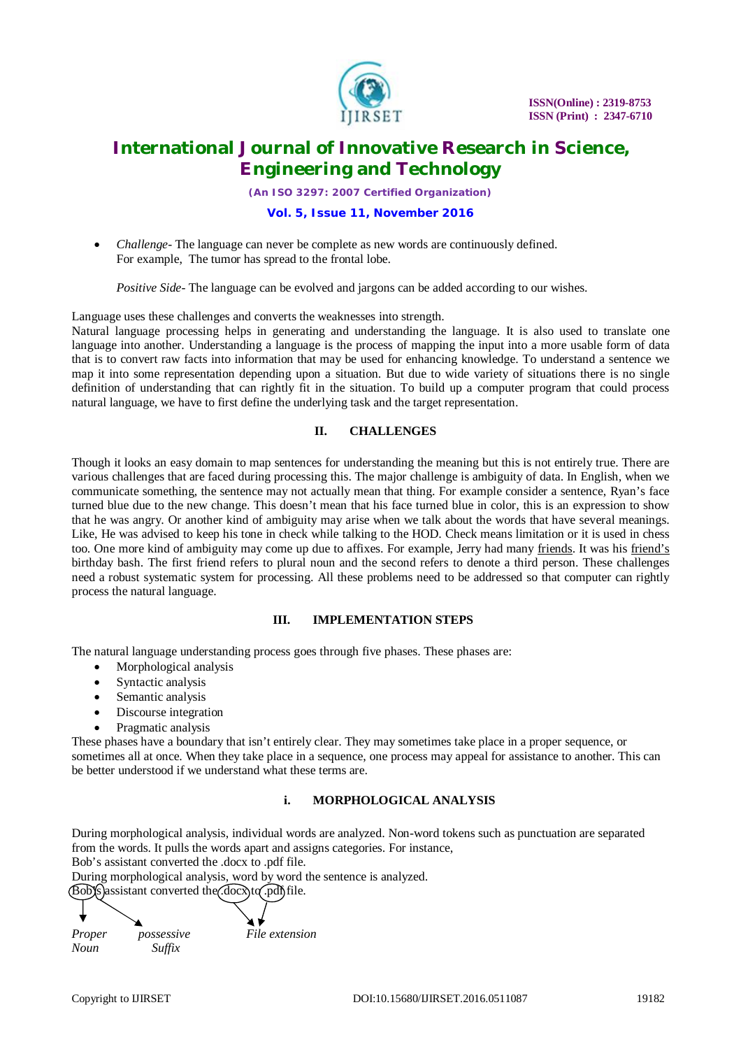- *Challenge*- The language can never be complete as new words are continuously defined. For example, The tumor has spread to the frontal lobe.

  *Positive Side*- The language can be evolved and jargons can be added according to our wishes.

Language uses these challenges and converts the weaknesses into strength.
Natural language processing helps in generating and understanding the language. It is also used to translate one language into another. Understanding a language is the process of mapping the input into a more usable form of data that is to convert raw facts into information that may be used for enhancing knowledge. To understand a sentence we map it into some representation depending upon a situation. But due to wide variety of situations there is no single definition of understanding that can rightly fit in the situation. To build up a computer program that could process natural language, we have to first define the underlying task and the target representation.

## II. CHALLENGES

Though it looks an easy domain to map sentences for understanding the meaning but this is not entirely true. There are various challenges that are faced during processing this. The major challenge is ambiguity of data. In English, when we communicate something, the sentence may not actually mean that thing. For example consider a sentence, Ryan's face turned blue due to the new change. This doesn't mean that his face turned blue in color, this is an expression to show that he was angry. Or another kind of ambiguity may arise when we talk about the words that have several meanings. Like, He was advised to keep his tone in check while talking to the HOD. Check means limitation or it is used in chess too. One more kind of ambiguity may come up due to affixes. For example, Jerry had many <u>friends</u>. It was his <u>friend's</u> birthday bash. The first friend refers to plural noun and the second refers to denote a third person. These challenges need a robust systematic system for processing. All these problems need to be addressed so that computer can rightly process the natural language.

## III. IMPLEMENTATION STEPS

The natural language understanding process goes through five phases. These phases are:

- Morphological analysis
- Syntactic analysis
- Semantic analysis
- Discourse integration
- Pragmatic analysis

These phases have a boundary that isn't entirely clear. They may sometimes take place in a proper sequence, or sometimes all at once. When they take place in a sequence, one process may appeal for assistance to another. This can be better understood if we understand what these terms are.

### i. MORPHOLOGICAL ANALYSIS

During morphological analysis, individual words are analyzed. Non-word tokens such as punctuation are separated from the words. It pulls the words apart and assigns categories. For instance,
Bob's assistant converted the .docx to .pdf file.
During morphological analysis, word by word the sentence is analyzed.
Bob's assistant converted the .docx to .pdf file.

*Proper Noun* &nbsp;&nbsp;&nbsp; *possessive Suffix* &nbsp;&nbsp;&nbsp; *File extension*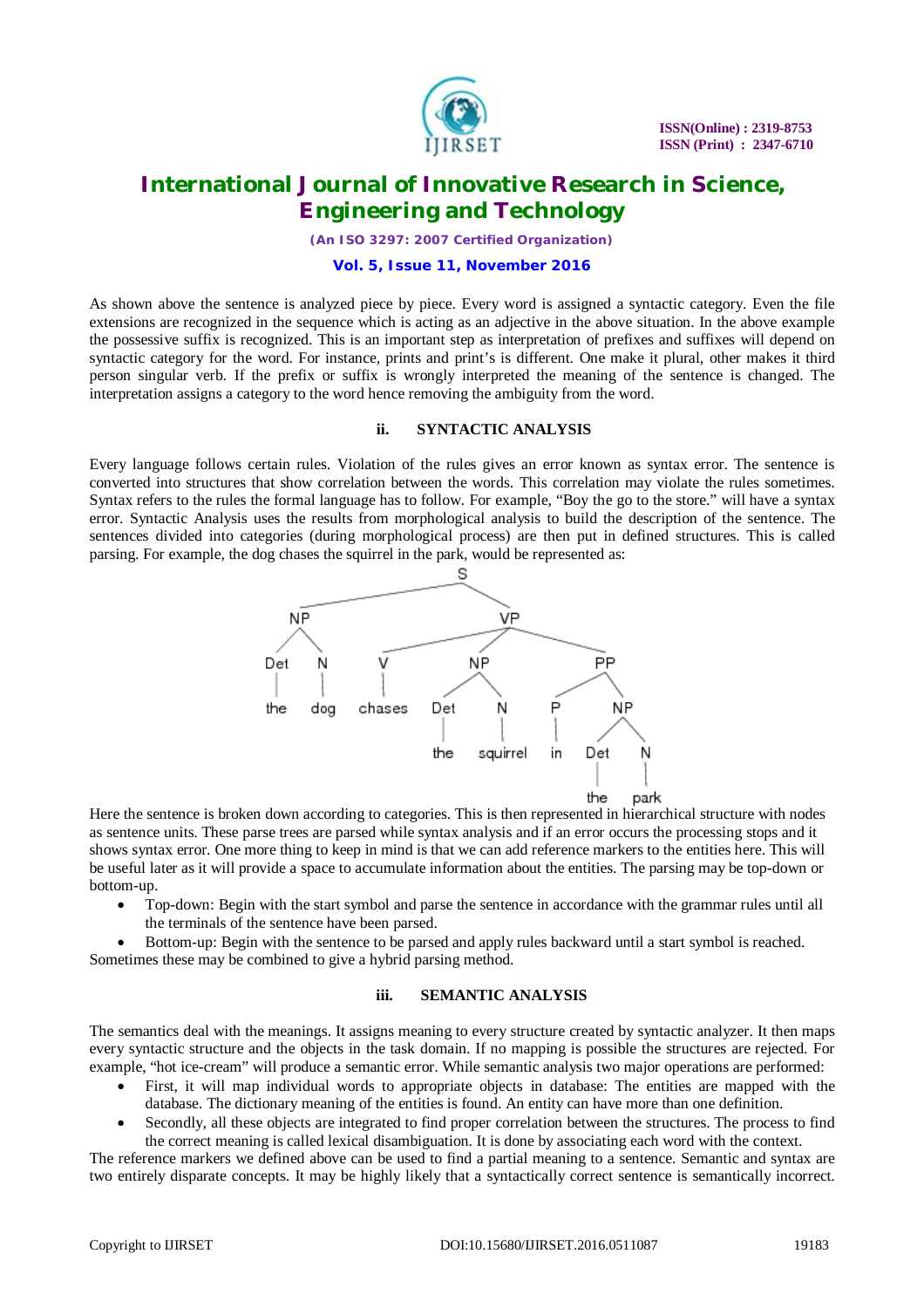As shown above the sentence is analyzed piece by piece. Every word is assigned a syntactic category. Even the file extensions are recognized in the sequence which is acting as an adjective in the above situation. In the above example the possessive suffix is recognized. This is an important step as interpretation of prefixes and suffixes will depend on syntactic category for the word. For instance, prints and print's is different. One make it plural, other makes it third person singular verb. If the prefix or suffix is wrongly interpreted the meaning of the sentence is changed. The interpretation assigns a category to the word hence removing the ambiguity from the word.

### ii. SYNTACTIC ANALYSIS

Every language follows certain rules. Violation of the rules gives an error known as syntax error. The sentence is converted into structures that show correlation between the words. This correlation may violate the rules sometimes. Syntax refers to the rules the formal language has to follow. For example, "Boy the go to the store." will have a syntax error. Syntactic Analysis uses the results from morphological analysis to build the description of the sentence. The sentences divided into categories (during morphological process) are then put in defined structures. This is called parsing. For example, the dog chases the squirrel in the park, would be represented as:

```
[S [NP [Det the] [N dog]]
   [VP [V chases]
       [NP [Det the] [N squirrel]]
       [PP [P in] [NP [Det the] [N park]]]]]
```

Here the sentence is broken down according to categories. This is then represented in hierarchical structure with nodes as sentence units. These parse trees are parsed while syntax analysis and if an error occurs the processing stops and it shows syntax error. One more thing to keep in mind is that we can add reference markers to the entities here. This will be useful later as it will provide a space to accumulate information about the entities. The parsing may be top-down or bottom-up.

- Top-down: Begin with the start symbol and parse the sentence in accordance with the grammar rules until all the terminals of the sentence have been parsed.
- Bottom-up: Begin with the sentence to be parsed and apply rules backward until a start symbol is reached.

Sometimes these may be combined to give a hybrid parsing method.

### iii. SEMANTIC ANALYSIS

The semantics deal with the meanings. It assigns meaning to every structure created by syntactic analyzer. It then maps every syntactic structure and the objects in the task domain. If no mapping is possible the structures are rejected. For example, "hot ice-cream" will produce a semantic error. While semantic analysis two major operations are performed:

- First, it will map individual words to appropriate objects in database: The entities are mapped with the database. The dictionary meaning of the entities is found. An entity can have more than one definition.
- Secondly, all these objects are integrated to find proper correlation between the structures. The process to find the correct meaning is called lexical disambiguation. It is done by associating each word with the context.

The reference markers we defined above can be used to find a partial meaning to a sentence. Semantic and syntax are two entirely disparate concepts. It may be highly likely that a syntactically correct sentence is semantically incorrect.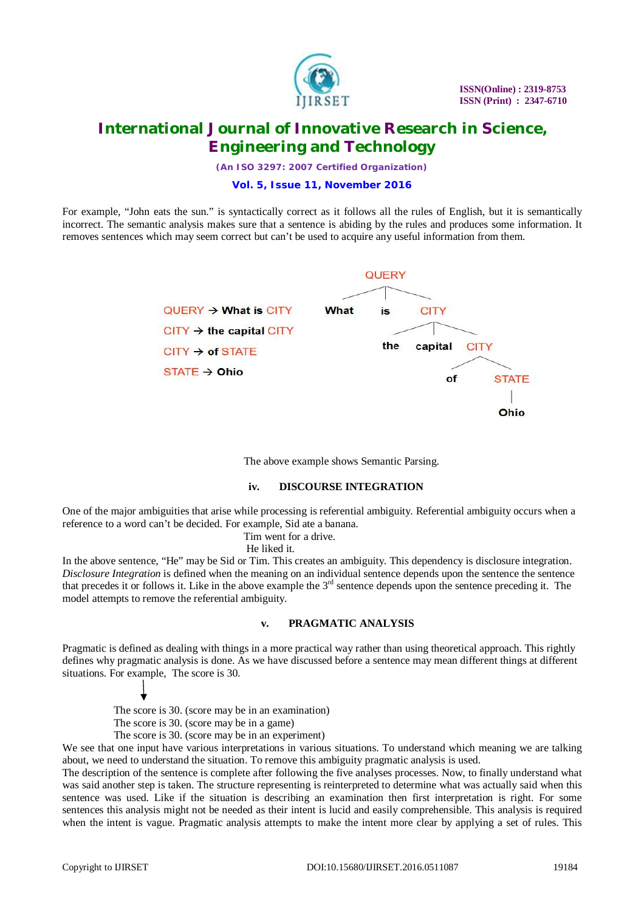For example, "John eats the sun." is syntactically correct as it follows all the rules of English, but it is semantically incorrect. The semantic analysis makes sure that a sentence is abiding by the rules and produces some information. It removes sentences which may seem correct but can't be used to acquire any useful information from them.

QUERY → What is CITY
CITY → the capital CITY
CITY → of STATE
STATE → Ohio

```
QUERY
├── What
├── is
└── CITY
    ├── the
    ├── capital
    └── CITY
        ├── of
        └── STATE
            └── Ohio
```

The above example shows Semantic Parsing.

### iv. DISCOURSE INTEGRATION

One of the major ambiguities that arise while processing is referential ambiguity. Referential ambiguity occurs when a reference to a word can't be decided. For example, Sid ate a banana.

Tim went for a drive.

He liked it.

In the above sentence, "He" may be Sid or Tim. This creates an ambiguity. This dependency is disclosure integration. *Disclosure Integration* is defined when the meaning on an individual sentence depends upon the sentence the sentence that precedes it or follows it. Like in the above example the 3rd sentence depends upon the sentence preceding it. The model attempts to remove the referential ambiguity.

### v. PRAGMATIC ANALYSIS

Pragmatic is defined as dealing with things in a more practical way rather than using theoretical approach. This rightly defines why pragmatic analysis is done. As we have discussed before a sentence may mean different things at different situations. For example, The score is 30.

↓

The score is 30. (score may be in an examination)
The score is 30. (score may be in a game)
The score is 30. (score may be in an experiment)

We see that one input have various interpretations in various situations. To understand which meaning we are talking about, we need to understand the situation. To remove this ambiguity pragmatic analysis is used.

The description of the sentence is complete after following the five analyses processes. Now, to finally understand what was said another step is taken. The structure representing is reinterpreted to determine what was actually said when this sentence was used. Like if the situation is describing an examination then first interpretation is right. For some sentences this analysis might not be needed as their intent is lucid and easily comprehensible. This analysis is required when the intent is vague. Pragmatic analysis attempts to make the intent more clear by applying a set of rules. This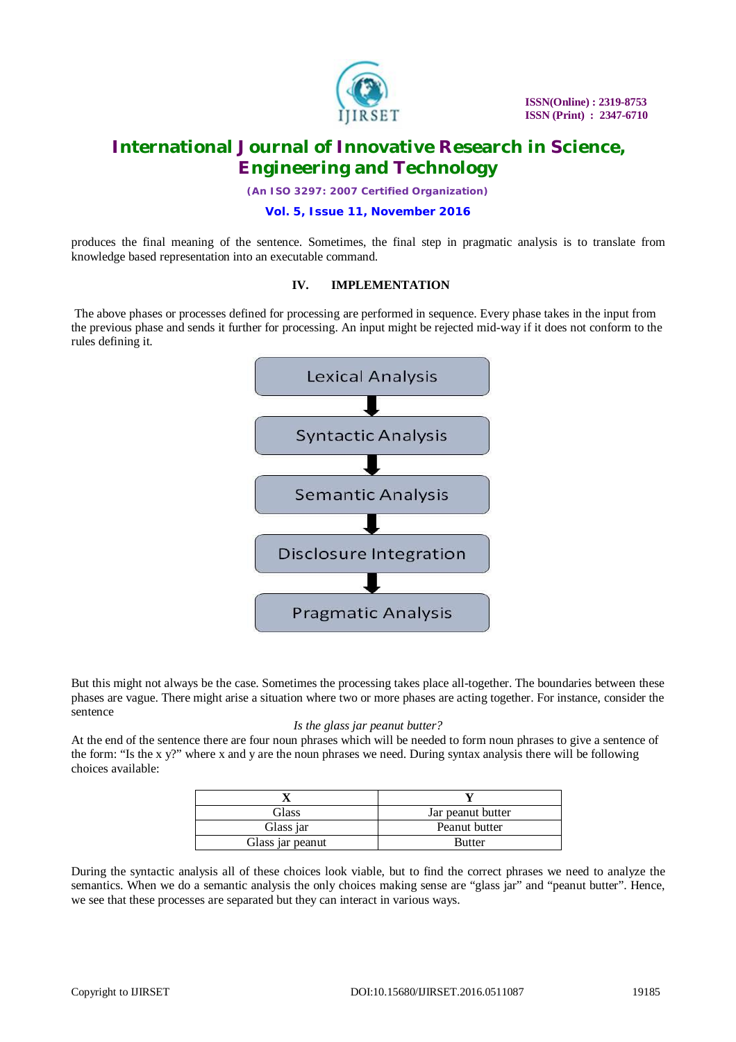produces the final meaning of the sentence. Sometimes, the final step in pragmatic analysis is to translate from knowledge based representation into an executable command.

## IV. IMPLEMENTATION

The above phases or processes defined for processing are performed in sequence. Every phase takes in the input from the previous phase and sends it further for processing. An input might be rejected mid-way if it does not conform to the rules defining it.

Lexical Analysis
↓
Syntactic Analysis
↓
Semantic Analysis
↓
Disclosure Integration
↓
Pragmatic Analysis

But this might not always be the case. Sometimes the processing takes place all-together. The boundaries between these phases are vague. There might arise a situation where two or more phases are acting together. For instance, consider the sentence

*Is the glass jar peanut butter?*

At the end of the sentence there are four noun phrases which will be needed to form noun phrases to give a sentence of the form: "Is the x y?" where x and y are the noun phrases we need. During syntax analysis there will be following choices available:

| X | Y |
|---|---|
| Glass | Jar peanut butter |
| Glass jar | Peanut butter |
| Glass jar peanut | Butter |

During the syntactic analysis all of these choices look viable, but to find the correct phrases we need to analyze the semantics. When we do a semantic analysis the only choices making sense are "glass jar" and "peanut butter". Hence, we see that these processes are separated but they can interact in various ways.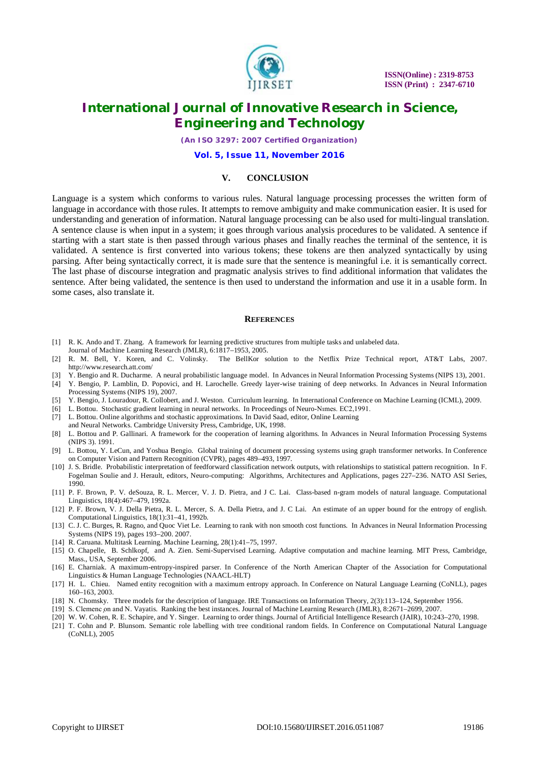## V. CONCLUSION

Language is a system which conforms to various rules. Natural language processing processes the written form of language in accordance with those rules. It attempts to remove ambiguity and make communication easier. It is used for understanding and generation of information. Natural language processing can be also used for multi-lingual translation. A sentence clause is when input in a system; it goes through various analysis procedures to be validated. A sentence if starting with a start state is then passed through various phases and finally reaches the terminal of the sentence, it is validated. A sentence is first converted into various tokens; these tokens are then analyzed syntactically by using parsing. After being syntactically correct, it is made sure that the sentence is meaningful i.e. it is semantically correct. The last phase of discourse integration and pragmatic analysis strives to find additional information that validates the sentence. After being validated, the sentence is then used to understand the information and use it in a usable form. In some cases, also translate it.

## REFERENCES

[1] R. K. Ando and T. Zhang. A framework for learning predictive structures from multiple tasks and unlabeled data. Journal of Machine Learning Research (JMLR), 6:1817–1953, 2005.

[2] R. M. Bell, Y. Koren, and C. Volinsky. The BellKor solution to the Netflix Prize Technical report, AT&T Labs, 2007. http://www.research.att.com/

[3] Y. Bengio and R. Ducharme. A neural probabilistic language model. In Advances in Neural Information Processing Systems (NIPS 13), 2001.

[4] Y. Bengio, P. Lamblin, D. Popovici, and H. Larochelle. Greedy layer-wise training of deep networks. In Advances in Neural Information Processing Systems (NIPS 19), 2007.

[5] Y. Bengio, J. Louradour, R. Collobert, and J. Weston. Curriculum learning. In International Conference on Machine Learning (ICML), 2009.

[6] L. Bottou. Stochastic gradient learning in neural networks. In Proceedings of Neuro-Nımes. EC2,1991.

[7] L. Bottou. Online algorithms and stochastic approximations. In David Saad, editor, Online Learning and Neural Networks. Cambridge University Press, Cambridge, UK, 1998.

[8] L. Bottou and P. Gallinari. A framework for the cooperation of learning algorithms. In Advances in Neural Information Processing Systems (NIPS 3). 1991.

[9] L. Bottou, Y. LeCun, and Yoshua Bengio. Global training of document processing systems using graph transformer networks. In Conference on Computer Vision and Pattern Recognition (CVPR), pages 489–493, 1997.

[10] J. S. Bridle. Probabilistic interpretation of feedforward classification network outputs, with relationships to statistical pattern recognition. In F. Fogelman Soulie and J. Herault, editors, Neuro-computing: Algorithms, Architectures and Applications, pages 227–236. NATO ASI Series, 1990.

[11] P. F. Brown, P. V. deSouza, R. L. Mercer, V. J. D. Pietra, and J C. Lai. Class-based n-gram models of natural language. Computational Linguistics, 18(4):467–479, 1992a.

[12] P. F. Brown, V. J. Della Pietra, R. L. Mercer, S. A. Della Pietra, and J. C Lai. An estimate of an upper bound for the entropy of english. Computational Linguistics, 18(1):31–41, 1992b.

[13] C. J. C. Burges, R. Ragno, and Quoc Viet Le. Learning to rank with non smooth cost functions. In Advances in Neural Information Processing Systems (NIPS 19), pages 193–200. 2007.

[14] R. Caruana. Multitask Learning. Machine Learning, 28(1):41–75, 1997.

[15] O. Chapelle, B. Schlkopf, and A. Zien. Semi-Supervised Learning. Adaptive computation and machine learning. MIT Press, Cambridge, Mass., USA, September 2006.

[16] E. Charniak. A maximum-entropy-inspired parser. In Conference of the North American Chapter of the Association for Computational Linguistics & Human Language Technologies (NAACL-HLT)

[17] H. L. Chieu. Named entity recognition with a maximum entropy approach. In Conference on Natural Language Learning (CoNLL), pages 160–163, 2003.

[18] N. Chomsky. Three models for the description of language. IRE Transactions on Information Theory, 2(3):113–124, September 1956.

[19] S. Clemenc ̧on and N. Vayatis. Ranking the best instances. Journal of Machine Learning Research (JMLR), 8:2671–2699, 2007.

[20] W. W. Cohen, R. E. Schapire, and Y. Singer. Learning to order things. Journal of Artificial Intelligence Research (JAIR), 10:243–270, 1998.

[21] T. Cohn and P. Blunsom. Semantic role labelling with tree conditional random fields. In Conference on Computational Natural Language (CoNLL), 2005